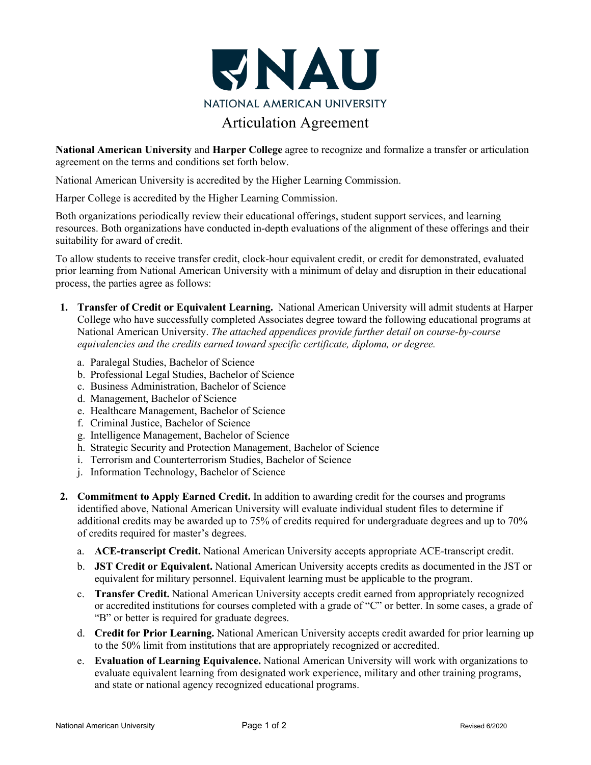# NATIONAL AMERICAN UNIVERSITY

## Articulation Agreement

**National American University** and **Harper College** agree to recognize and formalize a transfer or articulation agreement on the terms and conditions set forth below.

National American University is accredited by the Higher Learning Commission.

Harper College is accredited by the Higher Learning Commission.

Both organizations periodically review their educational offerings, student support services, and learning resources. Both organizations have conducted in-depth evaluations of the alignment of these offerings and their suitability for award of credit.

To allow students to receive transfer credit, clock-hour equivalent credit, or credit for demonstrated, evaluated prior learning from National American University with a minimum of delay and disruption in their educational process, the parties agree as follows:

1. **Transfer of Credit or Equivalent Learning.** National American University will admit students at Harper College who have successfully completed Associates degree toward the following educational programs at National American University. *The attached appendices provide further detail on course-by-course equivalencies and the credits earned toward specific certificate, diploma, or degree.*
   a. Paralegal Studies, Bachelor of Science
   b. Professional Legal Studies, Bachelor of Science
   c. Business Administration, Bachelor of Science
   d. Management, Bachelor of Science
   e. Healthcare Management, Bachelor of Science
   f. Criminal Justice, Bachelor of Science
   g. Intelligence Management, Bachelor of Science
   h. Strategic Security and Protection Management, Bachelor of Science
   i. Terrorism and Counterterrorism Studies, Bachelor of Science
   j. Information Technology, Bachelor of Science

2. **Commitment to Apply Earned Credit.** In addition to awarding credit for the courses and programs identified above, National American University will evaluate individual student files to determine if additional credits may be awarded up to 75% of credits required for undergraduate degrees and up to 70% of credits required for master's degrees.
   a. **ACE-transcript Credit.** National American University accepts appropriate ACE-transcript credit.
   b. **JST Credit or Equivalent.** National American University accepts credits as documented in the JST or equivalent for military personnel. Equivalent learning must be applicable to the program.
   c. **Transfer Credit.** National American University accepts credit earned from appropriately recognized or accredited institutions for courses completed with a grade of "C" or better. In some cases, a grade of "B" or better is required for graduate degrees.
   d. **Credit for Prior Learning.** National American University accepts credit awarded for prior learning up to the 50% limit from institutions that are appropriately recognized or accredited.
   e. **Evaluation of Learning Equivalence.** National American University will work with organizations to evaluate equivalent learning from designated work experience, military and other training programs, and state or national agency recognized educational programs.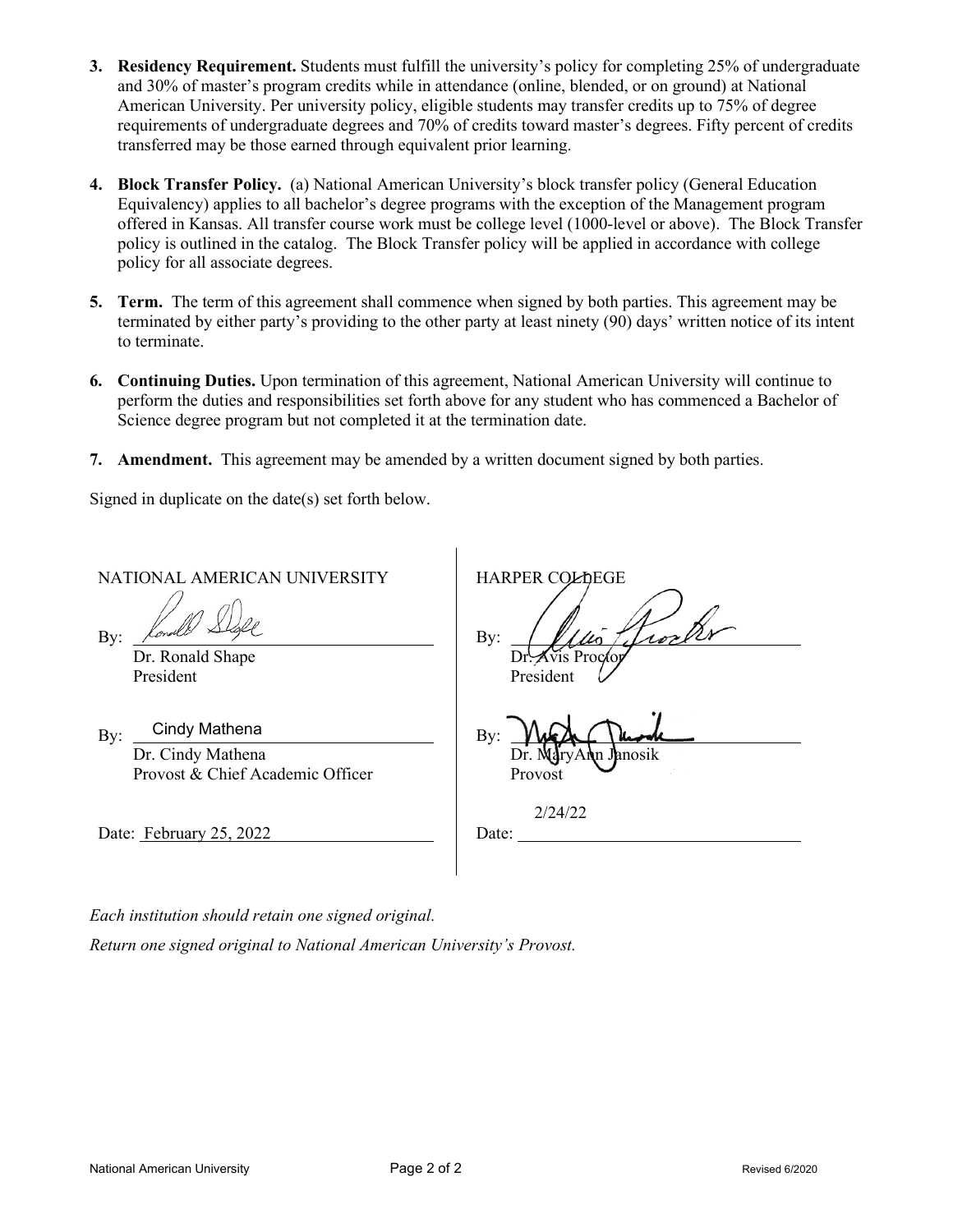3. **Residency Requirement.** Students must fulfill the university's policy for completing 25% of undergraduate and 30% of master's program credits while in attendance (online, blended, or on ground) at National American University. Per university policy, eligible students may transfer credits up to 75% of degree requirements of undergraduate degrees and 70% of credits toward master's degrees. Fifty percent of credits transferred may be those earned through equivalent prior learning.

4. **Block Transfer Policy.** (a) National American University's block transfer policy (General Education Equivalency) applies to all bachelor's degree programs with the exception of the Management program offered in Kansas. All transfer course work must be college level (1000-level or above). The Block Transfer policy is outlined in the catalog. The Block Transfer policy will be applied in accordance with college policy for all associate degrees.

5. **Term.** The term of this agreement shall commence when signed by both parties. This agreement may be terminated by either party's providing to the other party at least ninety (90) days' written notice of its intent to terminate.

6. **Continuing Duties.** Upon termination of this agreement, National American University will continue to perform the duties and responsibilities set forth above for any student who has commenced a Bachelor of Science degree program but not completed it at the termination date.

7. **Amendment.** This agreement may be amended by a written document signed by both parties.

Signed in duplicate on the date(s) set forth below.

NATIONAL AMERICAN UNIVERSITY

By: [signature]
Dr. Ronald Shape
President

By: Cindy Mathena
Dr. Cindy Mathena
Provost & Chief Academic Officer

Date: February 25, 2022

HARPER COLLEGE

By: [signature]
Dr. Avis Proctor
President

By: [signature]
Dr. MaryAnn Janosik
Provost

Date: 2/24/22

*Each institution should retain one signed original.*

*Return one signed original to National American University's Provost.*